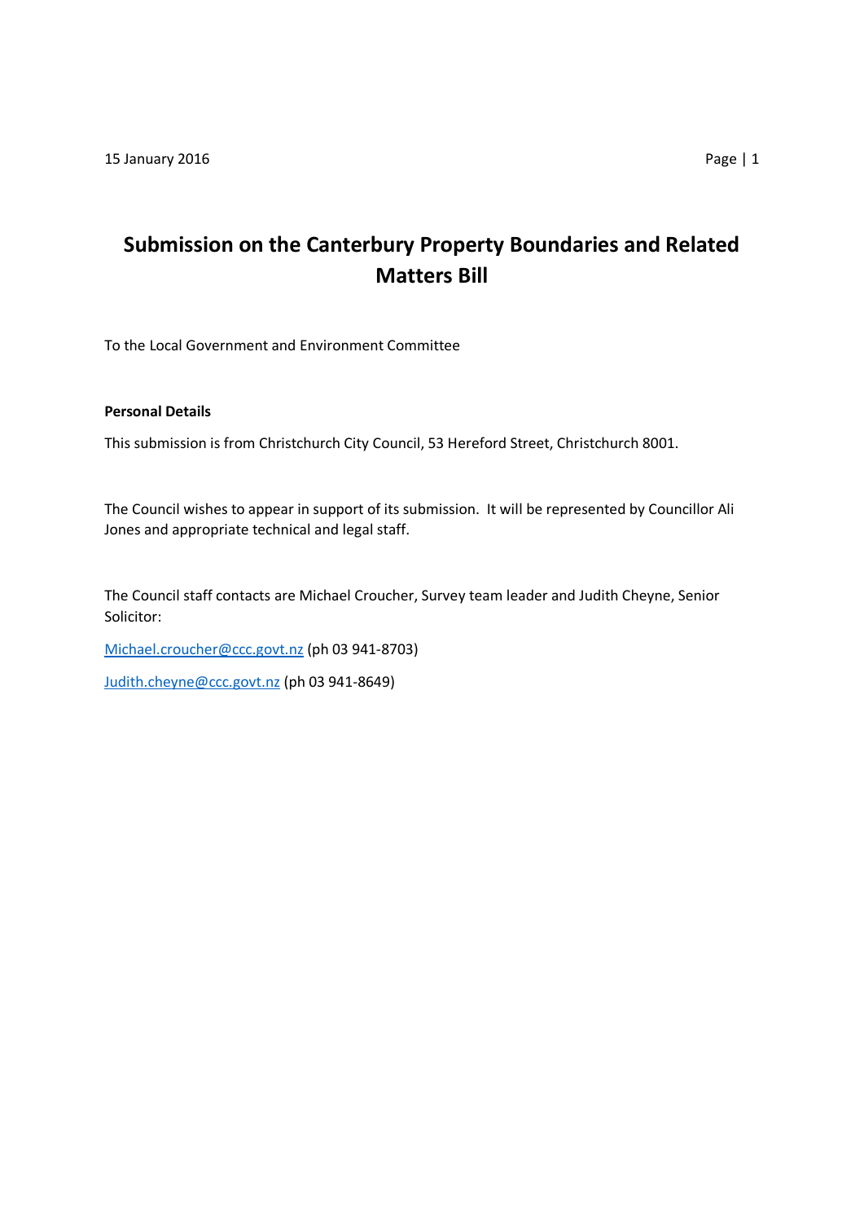15 January 2016

# Submission on the Canterbury Property Boundaries and Related Matters Bill

To the Local Government and Environment Committee

**Personal Details**

This submission is from Christchurch City Council, 53 Hereford Street, Christchurch 8001.

The Council wishes to appear in support of its submission. It will be represented by Councillor Ali Jones and appropriate technical and legal staff.

The Council staff contacts are Michael Croucher, Survey team leader and Judith Cheyne, Senior Solicitor:

Michael.croucher@ccc.govt.nz (ph 03 941-8703)

Judith.cheyne@ccc.govt.nz (ph 03 941-8649)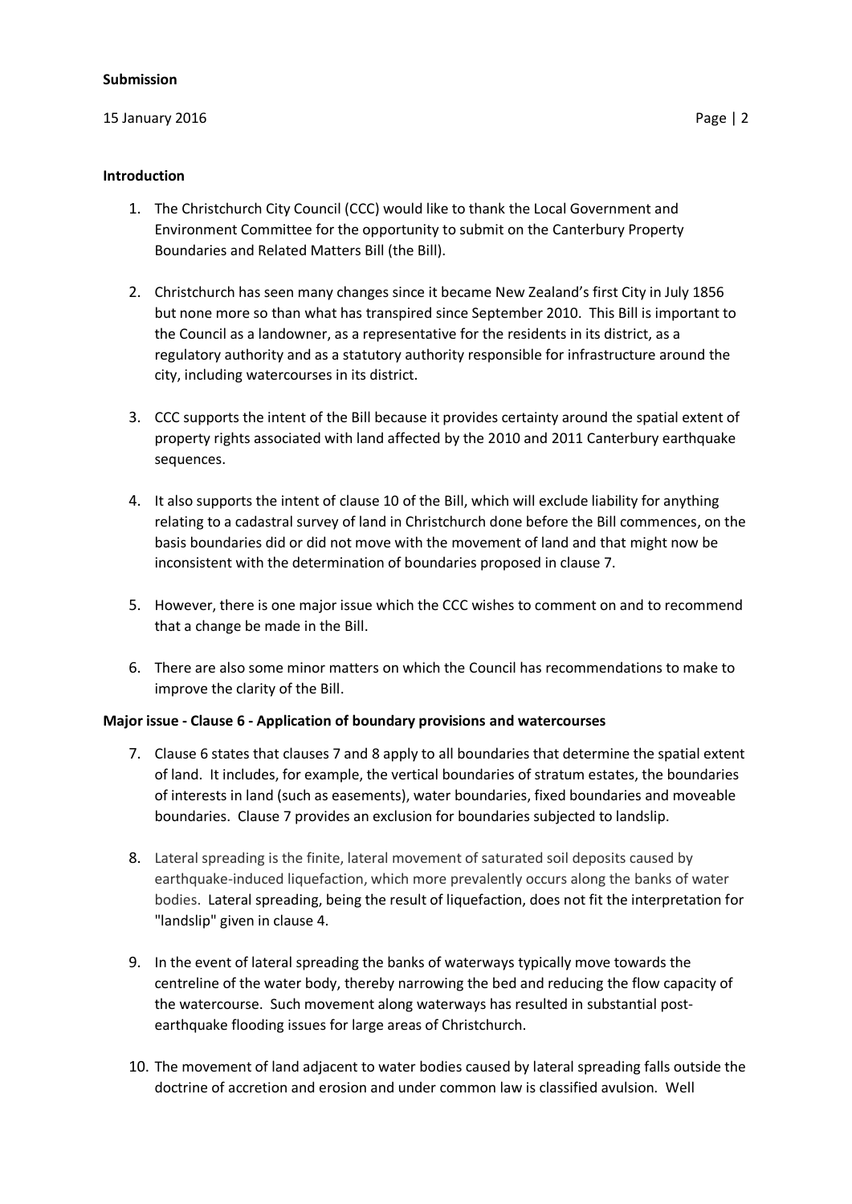**Submission**

**Introduction**

1. The Christchurch City Council (CCC) would like to thank the Local Government and Environment Committee for the opportunity to submit on the Canterbury Property Boundaries and Related Matters Bill (the Bill).

2. Christchurch has seen many changes since it became New Zealand's first City in July 1856 but none more so than what has transpired since September 2010. This Bill is important to the Council as a landowner, as a representative for the residents in its district, as a regulatory authority and as a statutory authority responsible for infrastructure around the city, including watercourses in its district.

3. CCC supports the intent of the Bill because it provides certainty around the spatial extent of property rights associated with land affected by the 2010 and 2011 Canterbury earthquake sequences.

4. It also supports the intent of clause 10 of the Bill, which will exclude liability for anything relating to a cadastral survey of land in Christchurch done before the Bill commences, on the basis boundaries did or did not move with the movement of land and that might now be inconsistent with the determination of boundaries proposed in clause 7.

5. However, there is one major issue which the CCC wishes to comment on and to recommend that a change be made in the Bill.

6. There are also some minor matters on which the Council has recommendations to make to improve the clarity of the Bill.

**Major issue - Clause 6 - Application of boundary provisions and watercourses**

7. Clause 6 states that clauses 7 and 8 apply to all boundaries that determine the spatial extent of land. It includes, for example, the vertical boundaries of stratum estates, the boundaries of interests in land (such as easements), water boundaries, fixed boundaries and moveable boundaries. Clause 7 provides an exclusion for boundaries subjected to landslip.

8. Lateral spreading is the finite, lateral movement of saturated soil deposits caused by earthquake-induced liquefaction, which more prevalently occurs along the banks of water bodies. Lateral spreading, being the result of liquefaction, does not fit the interpretation for "landslip" given in clause 4.

9. In the event of lateral spreading the banks of waterways typically move towards the centreline of the water body, thereby narrowing the bed and reducing the flow capacity of the watercourse. Such movement along waterways has resulted in substantial post-earthquake flooding issues for large areas of Christchurch.

10. The movement of land adjacent to water bodies caused by lateral spreading falls outside the doctrine of accretion and erosion and under common law is classified avulsion. Well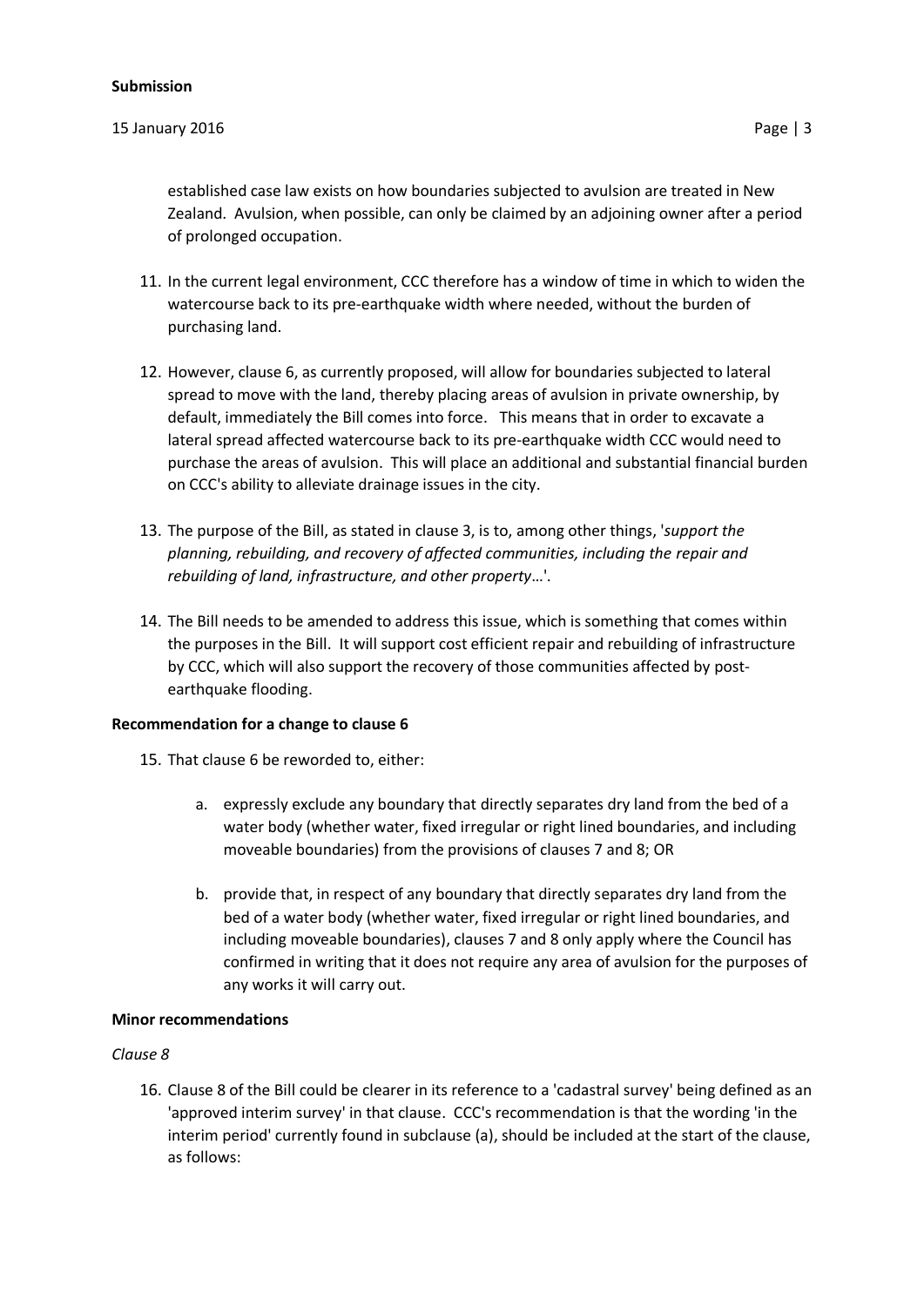established case law exists on how boundaries subjected to avulsion are treated in New Zealand. Avulsion, when possible, can only be claimed by an adjoining owner after a period of prolonged occupation.

11. In the current legal environment, CCC therefore has a window of time in which to widen the watercourse back to its pre-earthquake width where needed, without the burden of purchasing land.

12. However, clause 6, as currently proposed, will allow for boundaries subjected to lateral spread to move with the land, thereby placing areas of avulsion in private ownership, by default, immediately the Bill comes into force. This means that in order to excavate a lateral spread affected watercourse back to its pre-earthquake width CCC would need to purchase the areas of avulsion. This will place an additional and substantial financial burden on CCC's ability to alleviate drainage issues in the city.

13. The purpose of the Bill, as stated in clause 3, is to, among other things, '*support the planning, rebuilding, and recovery of affected communities, including the repair and rebuilding of land, infrastructure, and other property*…'.

14. The Bill needs to be amended to address this issue, which is something that comes within the purposes in the Bill. It will support cost efficient repair and rebuilding of infrastructure by CCC, which will also support the recovery of those communities affected by post-earthquake flooding.

**Recommendation for a change to clause 6**

15. That clause 6 be reworded to, either:

    a. expressly exclude any boundary that directly separates dry land from the bed of a water body (whether water, fixed irregular or right lined boundaries, and including moveable boundaries) from the provisions of clauses 7 and 8; OR

    b. provide that, in respect of any boundary that directly separates dry land from the bed of a water body (whether water, fixed irregular or right lined boundaries, and including moveable boundaries), clauses 7 and 8 only apply where the Council has confirmed in writing that it does not require any area of avulsion for the purposes of any works it will carry out.

**Minor recommendations**

*Clause 8*

16. Clause 8 of the Bill could be clearer in its reference to a 'cadastral survey' being defined as an 'approved interim survey' in that clause. CCC's recommendation is that the wording 'in the interim period' currently found in subclause (a), should be included at the start of the clause, as follows: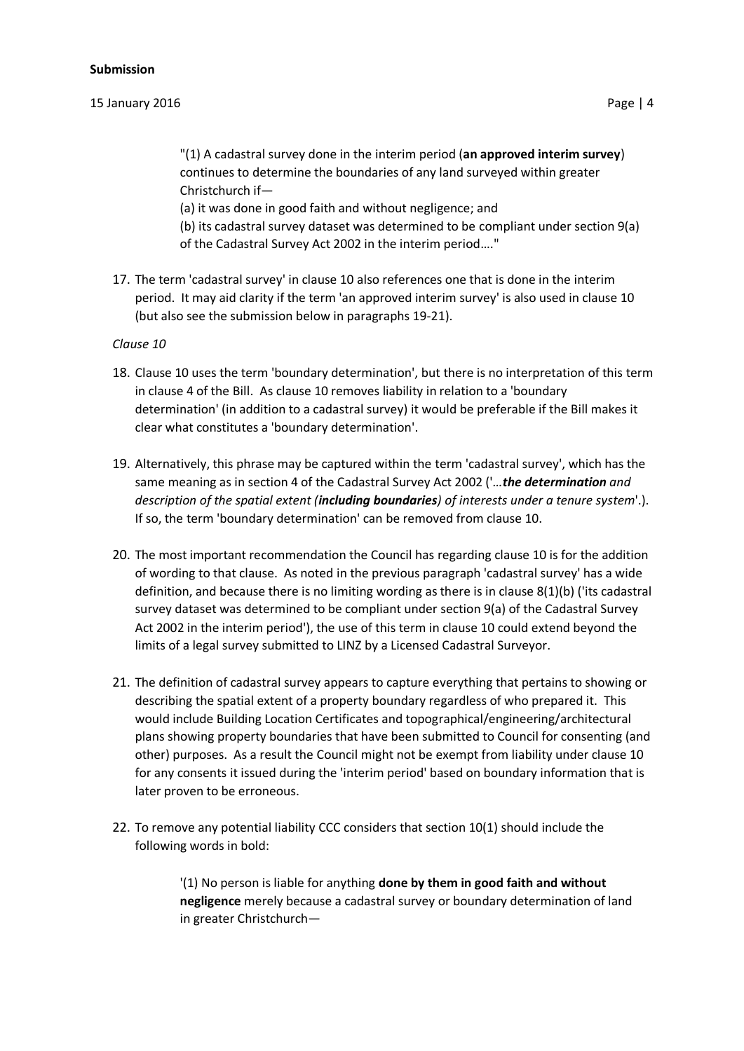> "(1) A cadastral survey done in the interim period (**an approved interim survey**) continues to determine the boundaries of any land surveyed within greater Christchurch if—
> (a) it was done in good faith and without negligence; and
> (b) its cadastral survey dataset was determined to be compliant under section 9(a) of the Cadastral Survey Act 2002 in the interim period…."

17. The term 'cadastral survey' in clause 10 also references one that is done in the interim period. It may aid clarity if the term 'an approved interim survey' is also used in clause 10 (but also see the submission below in paragraphs 19-21).

*Clause 10*

18. Clause 10 uses the term 'boundary determination', but there is no interpretation of this term in clause 4 of the Bill. As clause 10 removes liability in relation to a 'boundary determination' (in addition to a cadastral survey) it would be preferable if the Bill makes it clear what constitutes a 'boundary determination'.

19. Alternatively, this phrase may be captured within the term 'cadastral survey', which has the same meaning as in section 4 of the Cadastral Survey Act 2002 ('*…**the determination** and description of the spatial extent (**including boundaries**) of interests under a tenure system*'.). If so, the term 'boundary determination' can be removed from clause 10.

20. The most important recommendation the Council has regarding clause 10 is for the addition of wording to that clause. As noted in the previous paragraph 'cadastral survey' has a wide definition, and because there is no limiting wording as there is in clause 8(1)(b) ('its cadastral survey dataset was determined to be compliant under section 9(a) of the Cadastral Survey Act 2002 in the interim period'), the use of this term in clause 10 could extend beyond the limits of a legal survey submitted to LINZ by a Licensed Cadastral Surveyor.

21. The definition of cadastral survey appears to capture everything that pertains to showing or describing the spatial extent of a property boundary regardless of who prepared it. This would include Building Location Certificates and topographical/engineering/architectural plans showing property boundaries that have been submitted to Council for consenting (and other) purposes. As a result the Council might not be exempt from liability under clause 10 for any consents it issued during the 'interim period' based on boundary information that is later proven to be erroneous.

22. To remove any potential liability CCC considers that section 10(1) should include the following words in bold:

> '(1) No person is liable for anything **done by them in good faith and without negligence** merely because a cadastral survey or boundary determination of land in greater Christchurch—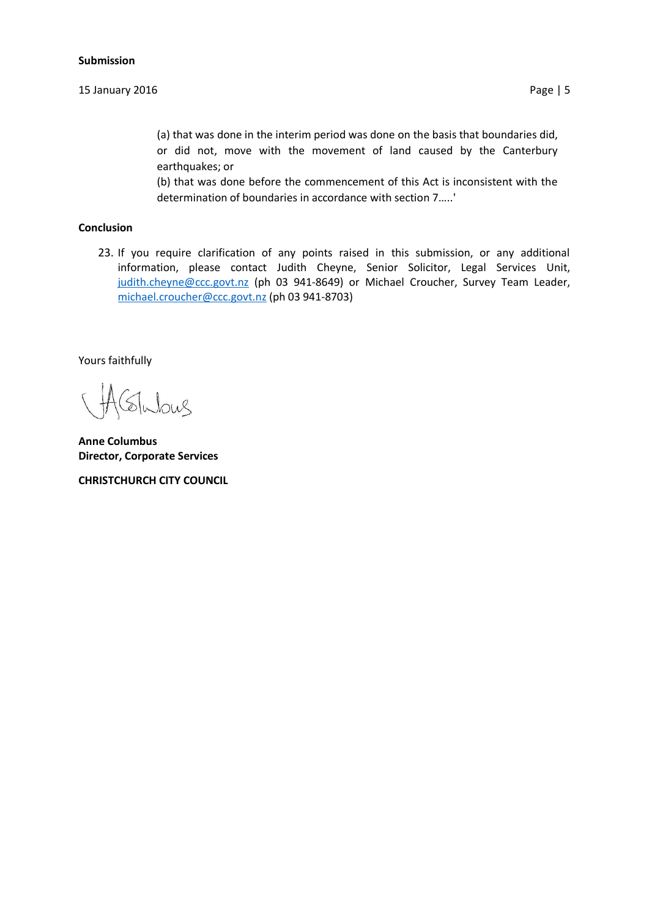(a) that was done in the interim period was done on the basis that boundaries did, or did not, move with the movement of land caused by the Canterbury earthquakes; or

(b) that was done before the commencement of this Act is inconsistent with the determination of boundaries in accordance with section 7…..'

**Conclusion**

23. If you require clarification of any points raised in this submission, or any additional information, please contact Judith Cheyne, Senior Solicitor, Legal Services Unit, judith.cheyne@ccc.govt.nz (ph 03 941-8649) or Michael Croucher, Survey Team Leader, michael.croucher@ccc.govt.nz (ph 03 941-8703)

Yours faithfully

**Anne Columbus**
**Director, Corporate Services**

**CHRISTCHURCH CITY COUNCIL**